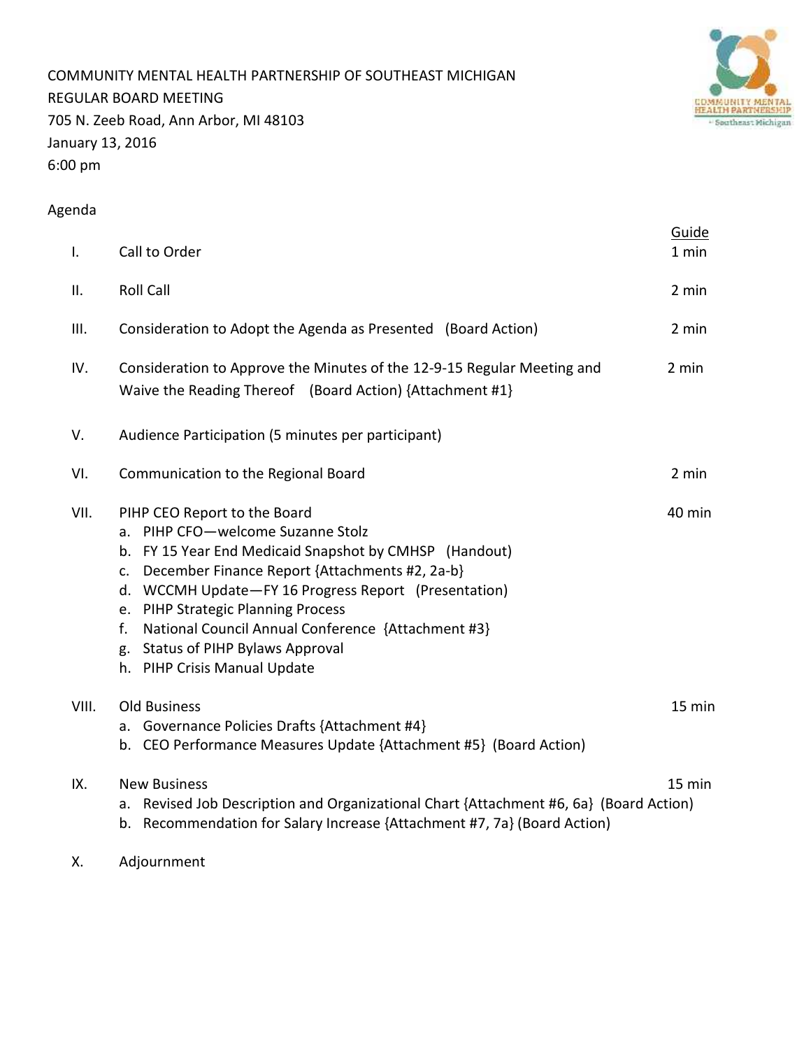COMMUNITY MENTAL HEALTH PARTNERSHIP OF SOUTHEAST MICHIGAN
REGULAR BOARD MEETING
705 N. Zeeb Road, Ann Arbor, MI 48103
January 13, 2016
6:00 pm

Agenda

| | | Guide |
|---|---|---|
| I. | Call to Order | 1 min |
| II. | Roll Call | 2 min |
| III. | Consideration to Adopt the Agenda as Presented (Board Action) | 2 min |
| IV. | Consideration to Approve the Minutes of the 12-9-15 Regular Meeting and Waive the Reading Thereof (Board Action) {Attachment #1} | 2 min |
| V. | Audience Participation (5 minutes per participant) | |
| VI. | Communication to the Regional Board | 2 min |
| VII. | PIHP CEO Report to the Board<br>a. PIHP CFO—welcome Suzanne Stolz<br>b. FY 15 Year End Medicaid Snapshot by CMHSP (Handout)<br>c. December Finance Report {Attachments #2, 2a-b}<br>d. WCCMH Update—FY 16 Progress Report (Presentation)<br>e. PIHP Strategic Planning Process<br>f. National Council Annual Conference {Attachment #3}<br>g. Status of PIHP Bylaws Approval<br>h. PIHP Crisis Manual Update | 40 min |
| VIII. | Old Business<br>a. Governance Policies Drafts {Attachment #4}<br>b. CEO Performance Measures Update {Attachment #5} (Board Action) | 15 min |
| IX. | New Business<br>a. Revised Job Description and Organizational Chart {Attachment #6, 6a} (Board Action)<br>b. Recommendation for Salary Increase {Attachment #7, 7a} (Board Action) | 15 min |
| X. | Adjournment | |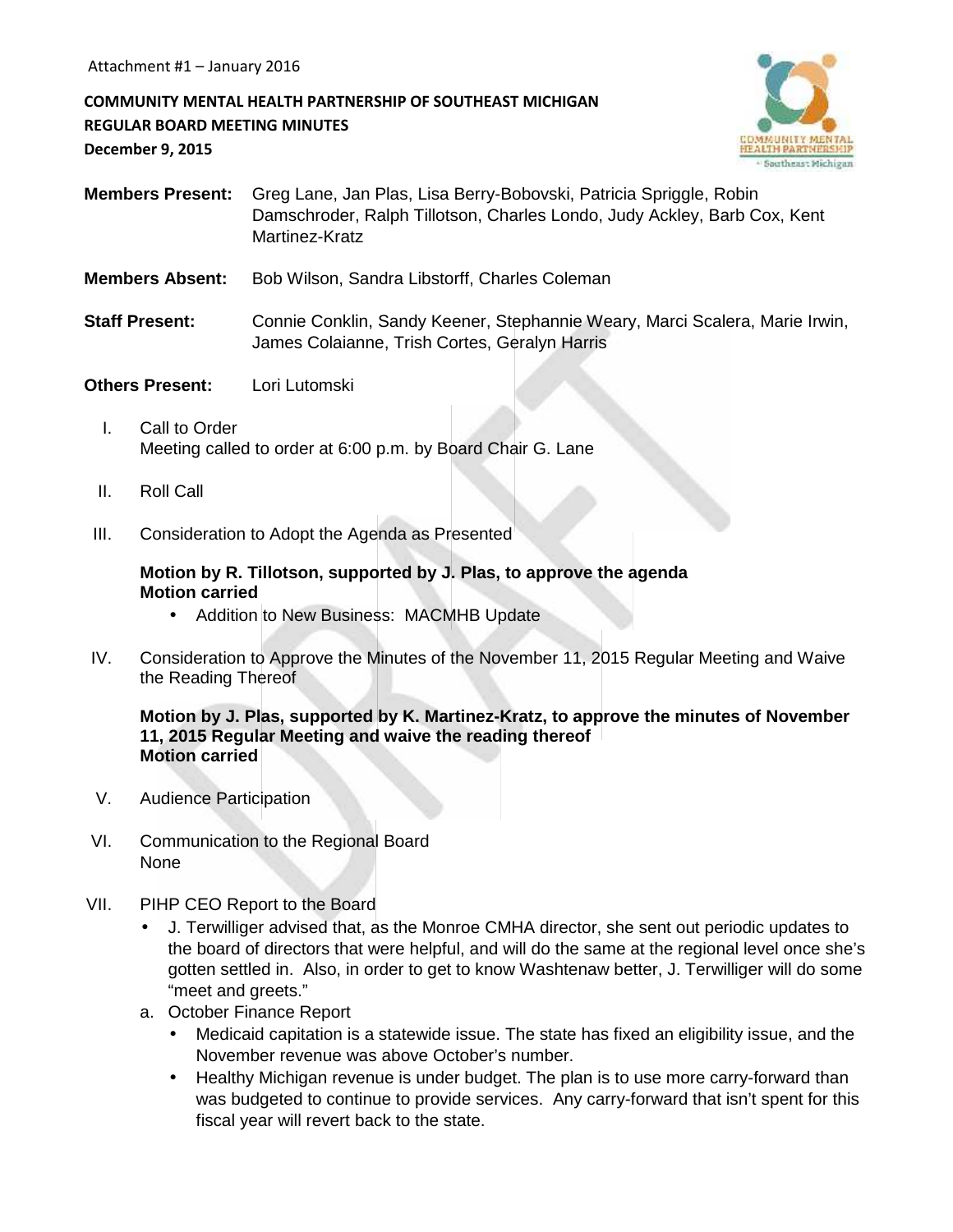Attachment #1 – January 2016

**COMMUNITY MENTAL HEALTH PARTNERSHIP OF SOUTHEAST MICHIGAN**
**REGULAR BOARD MEETING MINUTES**
**December 9, 2015**

**Members Present:** Greg Lane, Jan Plas, Lisa Berry-Bobovski, Patricia Spriggle, Robin Damschroder, Ralph Tillotson, Charles Londo, Judy Ackley, Barb Cox, Kent Martinez-Kratz

**Members Absent:** Bob Wilson, Sandra Libstorff, Charles Coleman

**Staff Present:** Connie Conklin, Sandy Keener, Stephannie Weary, Marci Scalera, Marie Irwin, James Colaianne, Trish Cortes, Geralyn Harris

**Others Present:** Lori Lutomski

I. Call to Order
Meeting called to order at 6:00 p.m. by Board Chair G. Lane

II. Roll Call

III. Consideration to Adopt the Agenda as Presented

**Motion by R. Tillotson, supported by J. Plas, to approve the agenda**
**Motion carried**

- Addition to New Business: MACMHB Update

IV. Consideration to Approve the Minutes of the November 11, 2015 Regular Meeting and Waive the Reading Thereof

**Motion by J. Plas, supported by K. Martinez-Kratz, to approve the minutes of November 11, 2015 Regular Meeting and waive the reading thereof**
**Motion carried**

V. Audience Participation

VI. Communication to the Regional Board
None

VII. PIHP CEO Report to the Board

- J. Terwilliger advised that, as the Monroe CMHA director, she sent out periodic updates to the board of directors that were helpful, and will do the same at the regional level once she's gotten settled in. Also, in order to get to know Washtenaw better, J. Terwilliger will do some "meet and greets."

a. October Finance Report

- Medicaid capitation is a statewide issue. The state has fixed an eligibility issue, and the November revenue was above October's number.
- Healthy Michigan revenue is under budget. The plan is to use more carry-forward than was budgeted to continue to provide services. Any carry-forward that isn't spent for this fiscal year will revert back to the state.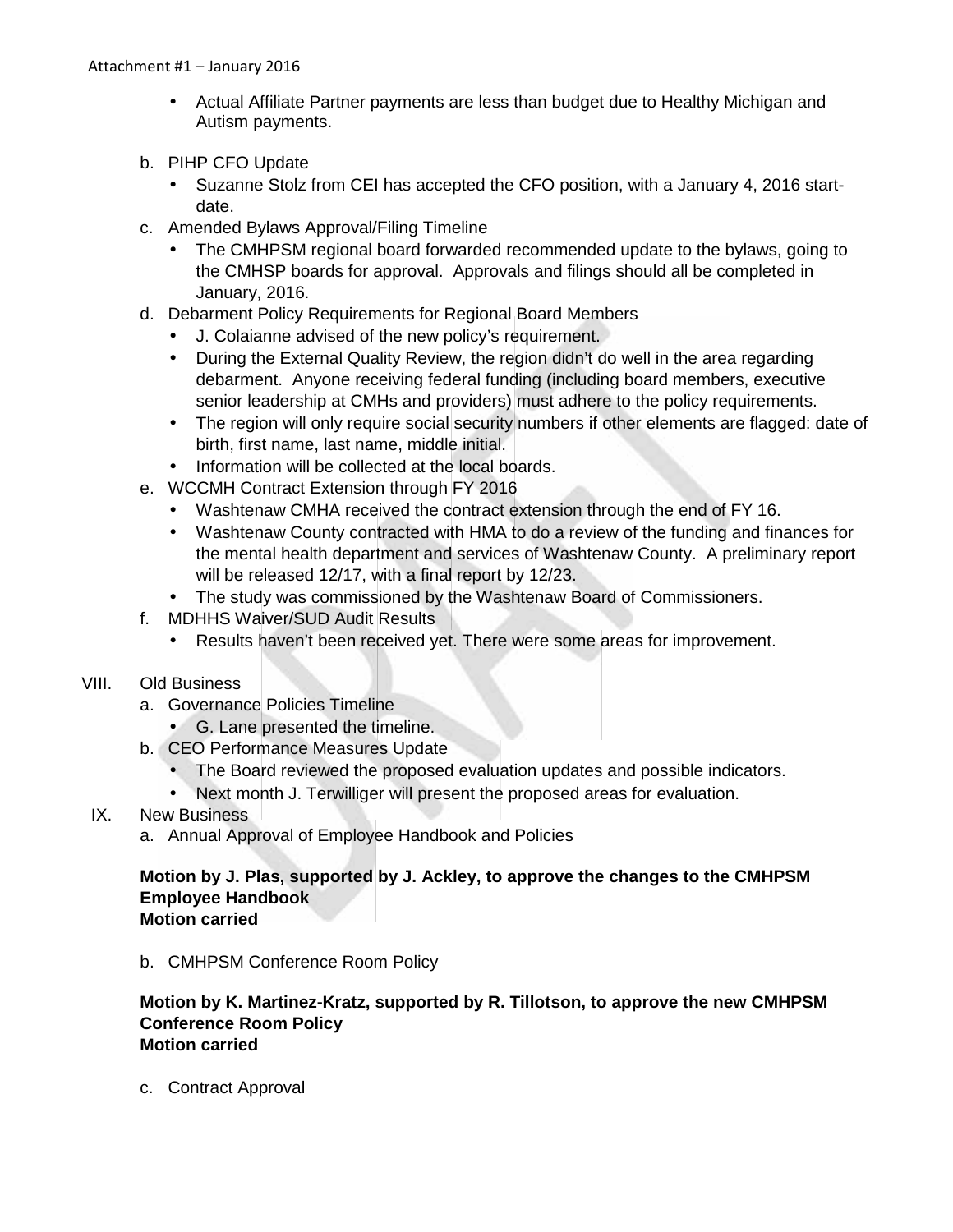- Actual Affiliate Partner payments are less than budget due to Healthy Michigan and Autism payments.

b. PIHP CFO Update
   - Suzanne Stolz from CEI has accepted the CFO position, with a January 4, 2016 start-date.

c. Amended Bylaws Approval/Filing Timeline
   - The CMHPSM regional board forwarded recommended update to the bylaws, going to the CMHSP boards for approval. Approvals and filings should all be completed in January, 2016.

d. Debarment Policy Requirements for Regional Board Members
   - J. Colaianne advised of the new policy's requirement.
   - During the External Quality Review, the region didn't do well in the area regarding debarment. Anyone receiving federal funding (including board members, executive senior leadership at CMHs and providers) must adhere to the policy requirements.
   - The region will only require social security numbers if other elements are flagged: date of birth, first name, last name, middle initial.
   - Information will be collected at the local boards.

e. WCCMH Contract Extension through FY 2016
   - Washtenaw CMHA received the contract extension through the end of FY 16.
   - Washtenaw County contracted with HMA to do a review of the funding and finances for the mental health department and services of Washtenaw County. A preliminary report will be released 12/17, with a final report by 12/23.
   - The study was commissioned by the Washtenaw Board of Commissioners.

f. MDHHS Waiver/SUD Audit Results
   - Results haven't been received yet. There were some areas for improvement.

VIII. Old Business

a. Governance Policies Timeline
   - G. Lane presented the timeline.

b. CEO Performance Measures Update
   - The Board reviewed the proposed evaluation updates and possible indicators.
   - Next month J. Terwilliger will present the proposed areas for evaluation.

IX. New Business

a. Annual Approval of Employee Handbook and Policies

**Motion by J. Plas, supported by J. Ackley, to approve the changes to the CMHPSM Employee Handbook**
**Motion carried**

b. CMHPSM Conference Room Policy

**Motion by K. Martinez-Kratz, supported by R. Tillotson, to approve the new CMHPSM Conference Room Policy**
**Motion carried**

c. Contract Approval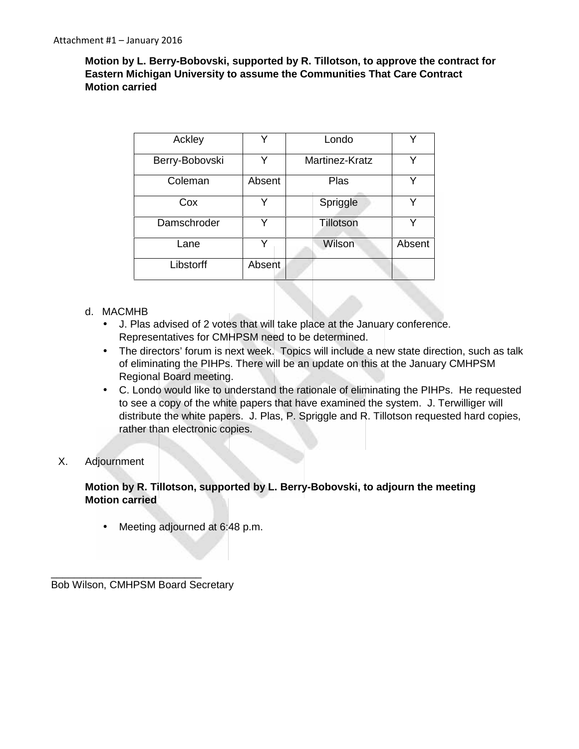Attachment #1 – January 2016

**Motion by L. Berry-Bobovski, supported by R. Tillotson, to approve the contract for Eastern Michigan University to assume the Communities That Care Contract**
**Motion carried**

| Ackley | Y | Londo | Y |
|---|---|---|---|
| Berry-Bobovski | Y | Martinez-Kratz | Y |
| Coleman | Absent | Plas | Y |
| Cox | Y | Spriggle | Y |
| Damschroder | Y | Tillotson | Y |
| Lane | Y | Wilson | Absent |
| Libstorff | Absent | | |

d. MACMHB
- J. Plas advised of 2 votes that will take place at the January conference. Representatives for CMHPSM need to be determined.
- The directors' forum is next week. Topics will include a new state direction, such as talk of eliminating the PIHPs. There will be an update on this at the January CMHPSM Regional Board meeting.
- C. Londo would like to understand the rationale of eliminating the PIHPs. He requested to see a copy of the white papers that have examined the system. J. Terwilliger will distribute the white papers. J. Plas, P. Spriggle and R. Tillotson requested hard copies, rather than electronic copies.

X. Adjournment

**Motion by R. Tillotson, supported by L. Berry-Bobovski, to adjourn the meeting**
**Motion carried**

- Meeting adjourned at 6:48 p.m.

_________________________
Bob Wilson, CMHPSM Board Secretary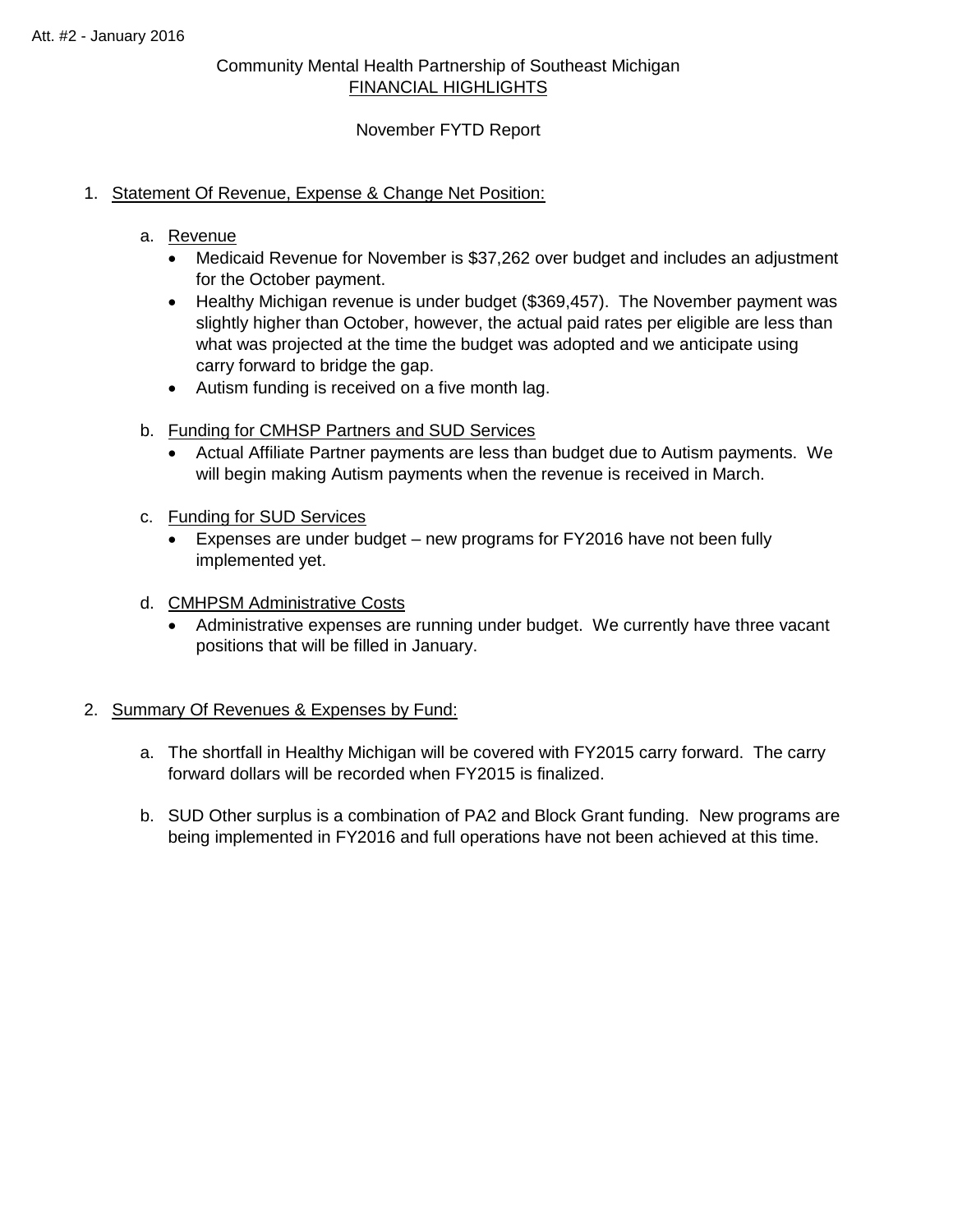Att. #2 - January 2016

# Community Mental Health Partnership of Southeast Michigan

## FINANCIAL HIGHLIGHTS

November FYTD Report

1. Statement Of Revenue, Expense & Change Net Position:

   a. Revenue
      - Medicaid Revenue for November is $37,262 over budget and includes an adjustment for the October payment.
      - Healthy Michigan revenue is under budget ($369,457). The November payment was slightly higher than October, however, the actual paid rates per eligible are less than what was projected at the time the budget was adopted and we anticipate using carry forward to bridge the gap.
      - Autism funding is received on a five month lag.

   b. Funding for CMHSP Partners and SUD Services
      - Actual Affiliate Partner payments are less than budget due to Autism payments. We will begin making Autism payments when the revenue is received in March.

   c. Funding for SUD Services
      - Expenses are under budget – new programs for FY2016 have not been fully implemented yet.

   d. CMHPSM Administrative Costs
      - Administrative expenses are running under budget. We currently have three vacant positions that will be filled in January.

2. Summary Of Revenues & Expenses by Fund:

   a. The shortfall in Healthy Michigan will be covered with FY2015 carry forward. The carry forward dollars will be recorded when FY2015 is finalized.

   b. SUD Other surplus is a combination of PA2 and Block Grant funding. New programs are being implemented in FY2016 and full operations have not been achieved at this time.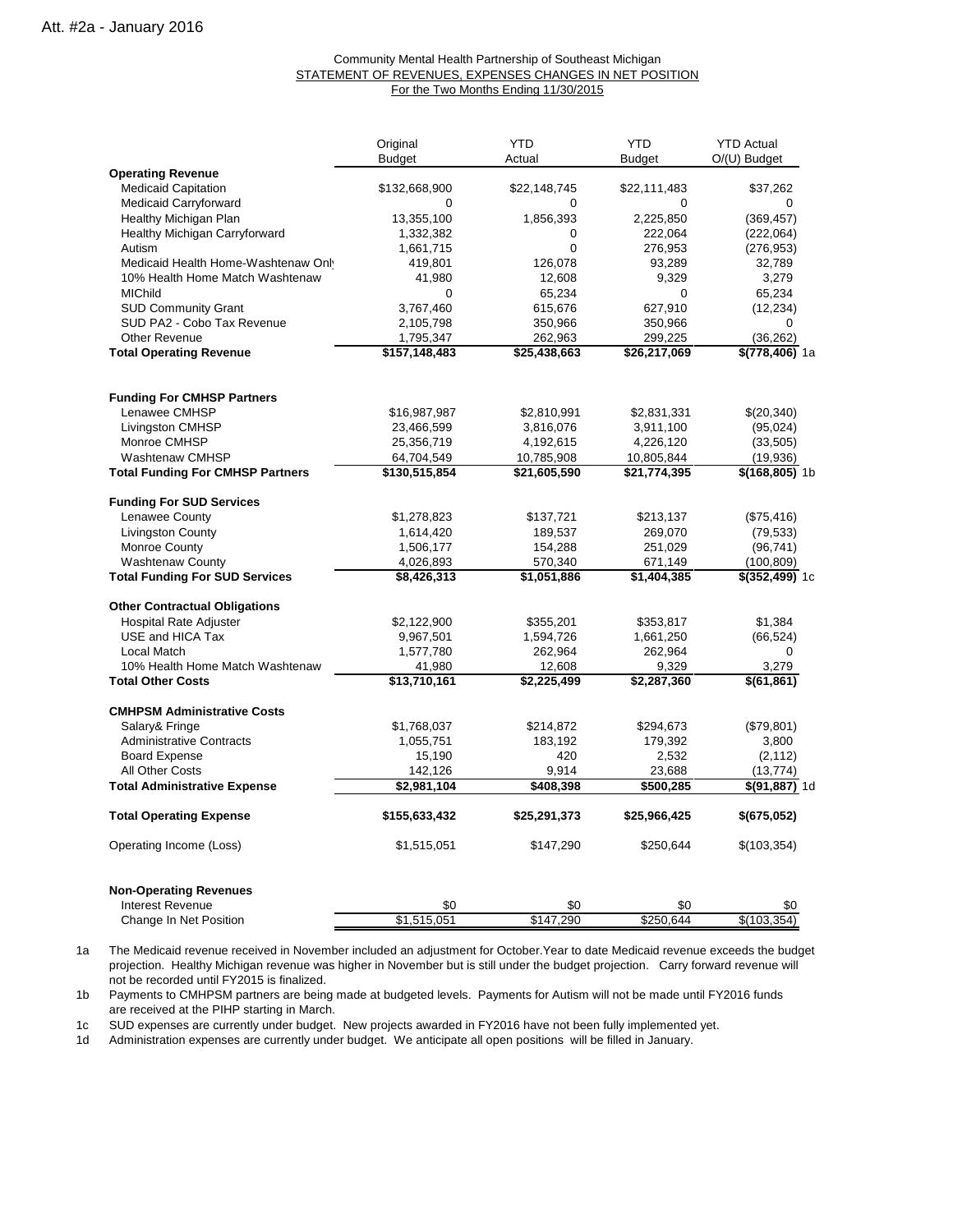Att. #2a - January 2016

Community Mental Health Partnership of Southeast Michigan
STATEMENT OF REVENUES, EXPENSES CHANGES IN NET POSITION
For the Two Months Ending 11/30/2015

| | Original Budget | YTD Actual | YTD Budget | YTD Actual O/(U) Budget | |
|---|---|---|---|---|---|
| **Operating Revenue** | | | | | |
| Medicaid Capitation | $132,668,900 | $22,148,745 | $22,111,483 | $37,262 | |
| Medicaid Carryforward | 0 | 0 | 0 | 0 | |
| Healthy Michigan Plan | 13,355,100 | 1,856,393 | 2,225,850 | (369,457) | |
| Healthy Michigan Carryforward | 1,332,382 | 0 | 222,064 | (222,064) | |
| Autism | 1,661,715 | 0 | 276,953 | (276,953) | |
| Medicaid Health Home-Washtenaw Onl | 419,801 | 126,078 | 93,289 | 32,789 | |
| 10% Health Home Match Washtenaw | 41,980 | 12,608 | 9,329 | 3,279 | |
| MIChild | 0 | 65,234 | 0 | 65,234 | |
| SUD Community Grant | 3,767,460 | 615,676 | 627,910 | (12,234) | |
| SUD PA2 - Cobo Tax Revenue | 2,105,798 | 350,966 | 350,966 | 0 | |
| Other Revenue | 1,795,347 | 262,963 | 299,225 | (36,262) | |
| **Total Operating Revenue** | **$157,148,483** | **$25,438,663** | **$26,217,069** | **$(778,406)** | 1a |
| **Funding For CMHSP Partners** | | | | | |
| Lenawee CMHSP | $16,987,987 | $2,810,991 | $2,831,331 | $(20,340) | |
| Livingston CMHSP | 23,466,599 | 3,816,076 | 3,911,100 | (95,024) | |
| Monroe CMHSP | 25,356,719 | 4,192,615 | 4,226,120 | (33,505) | |
| Washtenaw CMHSP | 64,704,549 | 10,785,908 | 10,805,844 | (19,936) | |
| **Total Funding For CMHSP Partners** | **$130,515,854** | **$21,605,590** | **$21,774,395** | **$(168,805)** | 1b |
| **Funding For SUD Services** | | | | | |
| Lenawee County | $1,278,823 | $137,721 | $213,137 | ($75,416) | |
| Livingston County | 1,614,420 | 189,537 | 269,070 | (79,533) | |
| Monroe County | 1,506,177 | 154,288 | 251,029 | (96,741) | |
| Washtenaw County | 4,026,893 | 570,340 | 671,149 | (100,809) | |
| **Total Funding For SUD Services** | **$8,426,313** | **$1,051,886** | **$1,404,385** | **$(352,499)** | 1c |
| **Other Contractual Obligations** | | | | | |
| Hospital Rate Adjuster | $2,122,900 | $355,201 | $353,817 | $1,384 | |
| USE and HICA Tax | 9,967,501 | 1,594,726 | 1,661,250 | (66,524) | |
| Local Match | 1,577,780 | 262,964 | 262,964 | 0 | |
| 10% Health Home Match Washtenaw | 41,980 | 12,608 | 9,329 | 3,279 | |
| **Total Other Costs** | **$13,710,161** | **$2,225,499** | **$2,287,360** | **$(61,861)** | |
| **CMHPSM Administrative Costs** | | | | | |
| Salary& Fringe | $1,768,037 | $214,872 | $294,673 | ($79,801) | |
| Administrative Contracts | 1,055,751 | 183,192 | 179,392 | 3,800 | |
| Board Expense | 15,190 | 420 | 2,532 | (2,112) | |
| All Other Costs | 142,126 | 9,914 | 23,688 | (13,774) | |
| **Total Administrative Expense** | **$2,981,104** | **$408,398** | **$500,285** | **$(91,887)** | 1d |
| **Total Operating Expense** | **$155,633,432** | **$25,291,373** | **$25,966,425** | **$(675,052)** | |
| Operating Income (Loss) | $1,515,051 | $147,290 | $250,644 | $(103,354) | |
| **Non-Operating Revenues** | | | | | |
| Interest Revenue | $0 | $0 | $0 | $0 | |
| Change In Net Position | $1,515,051 | $147,290 | $250,644 | $(103,354) | |

1a The Medicaid revenue received in November included an adjustment for October.Year to date Medicaid revenue exceeds the budget projection. Healthy Michigan revenue was higher in November but is still under the budget projection. Carry forward revenue will not be recorded until FY2015 is finalized.

1b Payments to CMHPSM partners are being made at budgeted levels. Payments for Autism will not be made until FY2016 funds are received at the PIHP starting in March.

1c SUD expenses are currently under budget. New projects awarded in FY2016 have not been fully implemented yet.

1d Administration expenses are currently under budget. We anticipate all open positions will be filled in January.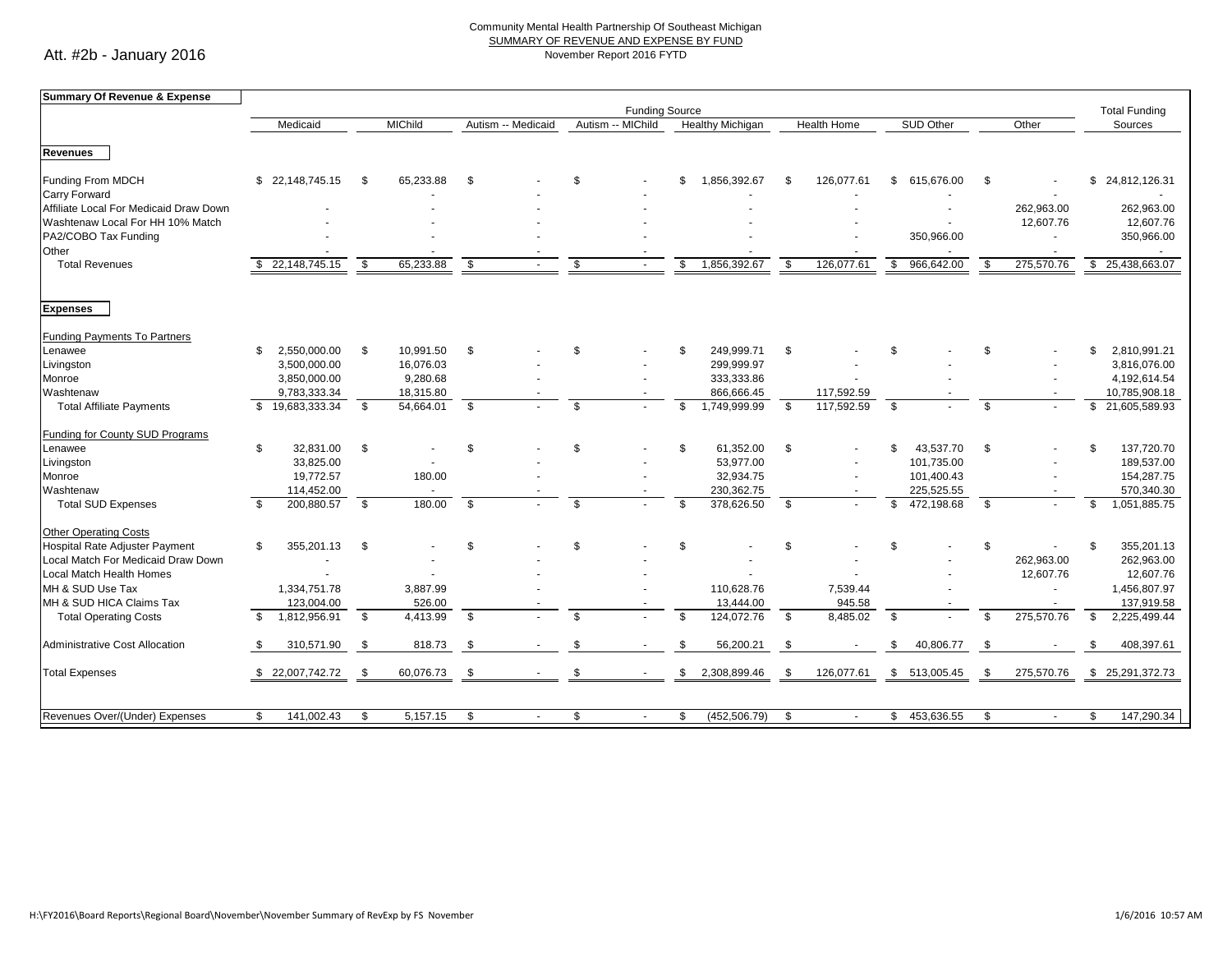Att. #2b - January 2016

Community Mental Health Partnership Of Southeast Michigan
SUMMARY OF REVENUE AND EXPENSE BY FUND
November Report 2016 FYTD

| Summary Of Revenue & Expense | Funding Source | | | | | | | | Total Funding Sources |
|---|---|---|---|---|---|---|---|---|---|
| | Medicaid | MIChild | Autism -- Medicaid | Autism -- MIChild | Healthy Michigan | Health Home | SUD Other | Other | |
| **Revenues** | | | | | | | | | |
| Funding From MDCH | $ 22,148,745.15 | $ 65,233.88 | $ - | $ - | $ 1,856,392.67 | $ 126,077.61 | $ 615,676.00 | $ - | $ 24,812,126.31 |
| Carry Forward | - | - | - | - | - | - | - | - | - |
| Affiliate Local For Medicaid Draw Down | - | - | - | - | - | - | - | 262,963.00 | 262,963.00 |
| Washtenaw Local For HH 10% Match | - | - | - | - | - | - | - | 12,607.76 | 12,607.76 |
| PA2/COBO Tax Funding | - | - | - | - | - | - | 350,966.00 | - | 350,966.00 |
| Other | - | - | - | - | - | - | - | - | - |
| Total Revenues | $ 22,148,745.15 | $ 65,233.88 | $ - | $ - | $ 1,856,392.67 | $ 126,077.61 | $ 966,642.00 | $ 275,570.76 | $ 25,438,663.07 |
| **Expenses** | | | | | | | | | |
| Funding Payments To Partners | | | | | | | | | |
| Lenawee | $ 2,550,000.00 | $ 10,991.50 | $ - | $ - | $ 249,999.71 | $ - | $ - | $ - | $ 2,810,991.21 |
| Livingston | 3,500,000.00 | 16,076.03 | - | - | 299,999.97 | - | - | - | 3,816,076.00 |
| Monroe | 3,850,000.00 | 9,280.68 | - | - | 333,333.86 | - | - | - | 4,192,614.54 |
| Washtenaw | 9,783,333.34 | 18,315.80 | - | - | 866,666.45 | 117,592.59 | - | - | 10,785,908.18 |
| Total Affiliate Payments | $ 19,683,333.34 | $ 54,664.01 | $ - | $ - | $ 1,749,999.99 | $ 117,592.59 | $ - | $ - | $ 21,605,589.93 |
| Funding for County SUD Programs | | | | | | | | | |
| Lenawee | $ 32,831.00 | $ - | $ - | $ - | $ 61,352.00 | $ - | $ 43,537.70 | $ - | $ 137,720.70 |
| Livingston | 33,825.00 | - | - | - | 53,977.00 | - | 101,735.00 | - | 189,537.00 |
| Monroe | 19,772.57 | 180.00 | - | - | 32,934.75 | - | 101,400.43 | - | 154,287.75 |
| Washtenaw | 114,452.00 | - | - | - | 230,362.75 | - | 225,525.55 | - | 570,340.30 |
| Total SUD Expenses | $ 200,880.57 | $ 180.00 | $ - | $ - | $ 378,626.50 | $ - | $ 472,198.68 | $ - | $ 1,051,885.75 |
| Other Operating Costs | | | | | | | | | |
| Hospital Rate Adjuster Payment | $ 355,201.13 | $ - | $ - | $ - | $ - | $ - | $ - | $ - | $ 355,201.13 |
| Local Match For Medicaid Draw Down | - | - | - | - | - | - | - | 262,963.00 | 262,963.00 |
| Local Match Health Homes | - | - | - | - | - | - | - | 12,607.76 | 12,607.76 |
| MH & SUD Use Tax | 1,334,751.78 | 3,887.99 | - | - | 110,628.76 | 7,539.44 | - | - | 1,456,807.97 |
| MH & SUD HICA Claims Tax | 123,004.00 | 526.00 | - | - | 13,444.00 | 945.58 | - | - | 137,919.58 |
| Total Operating Costs | $ 1,812,956.91 | $ 4,413.99 | $ - | $ - | $ 124,072.76 | $ 8,485.02 | $ - | $ 275,570.76 | $ 2,225,499.44 |
| Administrative Cost Allocation | $ 310,571.90 | $ 818.73 | $ - | $ - | $ 56,200.21 | $ - | $ 40,806.77 | $ - | $ 408,397.61 |
| Total Expenses | $ 22,007,742.72 | $ 60,076.73 | $ - | $ - | $ 2,308,899.46 | $ 126,077.61 | $ 513,005.45 | $ 275,570.76 | $ 25,291,372.73 |
| Revenues Over/(Under) Expenses | $ 141,002.43 | $ 5,157.15 | $ - | $ - | $ (452,506.79) | $ - | $ 453,636.55 | $ - | $ 147,290.34 |

H:\FY2016\Board Reports\Regional Board\November\November Summary of RevExp by FS November 1/6/2016 10:57 AM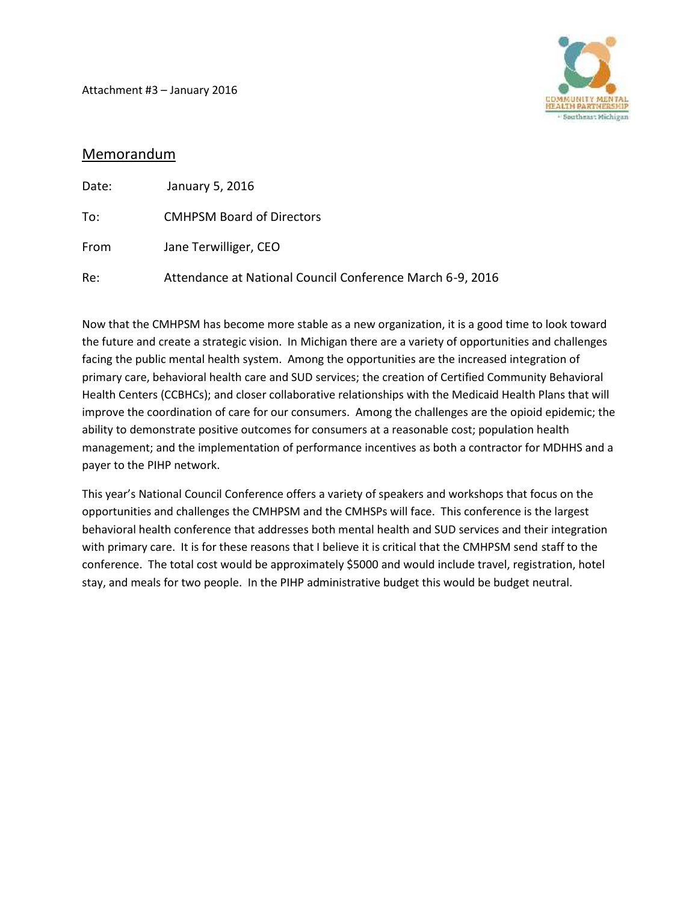Attachment #3 – January 2016

COMMUNITY MENTAL HEALTH PARTNERSHIP
of Southeast Michigan

## Memorandum

Date: January 5, 2016

To: CMHPSM Board of Directors

From Jane Terwilliger, CEO

Re: Attendance at National Council Conference March 6-9, 2016

Now that the CMHPSM has become more stable as a new organization, it is a good time to look toward the future and create a strategic vision. In Michigan there are a variety of opportunities and challenges facing the public mental health system. Among the opportunities are the increased integration of primary care, behavioral health care and SUD services; the creation of Certified Community Behavioral Health Centers (CCBHCs); and closer collaborative relationships with the Medicaid Health Plans that will improve the coordination of care for our consumers. Among the challenges are the opioid epidemic; the ability to demonstrate positive outcomes for consumers at a reasonable cost; population health management; and the implementation of performance incentives as both a contractor for MDHHS and a payer to the PIHP network.

This year's National Council Conference offers a variety of speakers and workshops that focus on the opportunities and challenges the CMHPSM and the CMHSPs will face. This conference is the largest behavioral health conference that addresses both mental health and SUD services and their integration with primary care. It is for these reasons that I believe it is critical that the CMHPSM send staff to the conference. The total cost would be approximately $5000 and would include travel, registration, hotel stay, and meals for two people. In the PIHP administrative budget this would be budget neutral.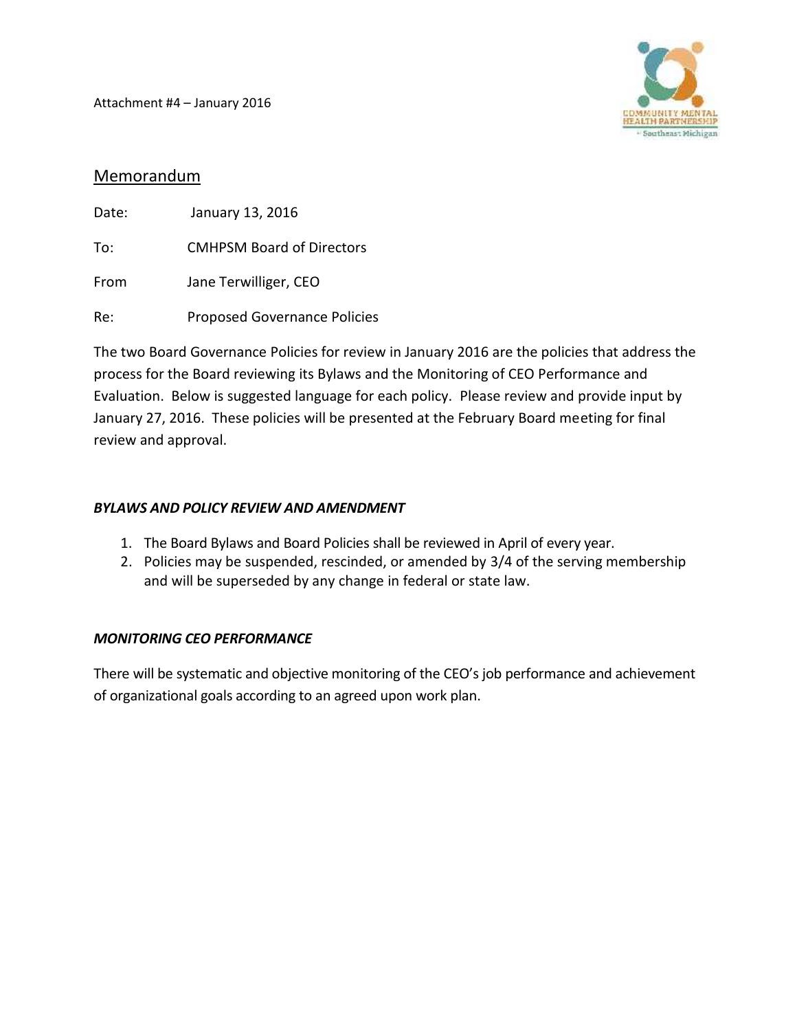Attachment #4 – January 2016

COMMUNITY MENTAL HEALTH PARTNERSHIP • Southeast Michigan

## Memorandum

Date: January 13, 2016

To: CMHPSM Board of Directors

From Jane Terwilliger, CEO

Re: Proposed Governance Policies

The two Board Governance Policies for review in January 2016 are the policies that address the process for the Board reviewing its Bylaws and the Monitoring of CEO Performance and Evaluation. Below is suggested language for each policy. Please review and provide input by January 27, 2016. These policies will be presented at the February Board meeting for final review and approval.

### *BYLAWS AND POLICY REVIEW AND AMENDMENT*

1. The Board Bylaws and Board Policies shall be reviewed in April of every year.
2. Policies may be suspended, rescinded, or amended by 3/4 of the serving membership and will be superseded by any change in federal or state law.

### *MONITORING CEO PERFORMANCE*

There will be systematic and objective monitoring of the CEO's job performance and achievement of organizational goals according to an agreed upon work plan.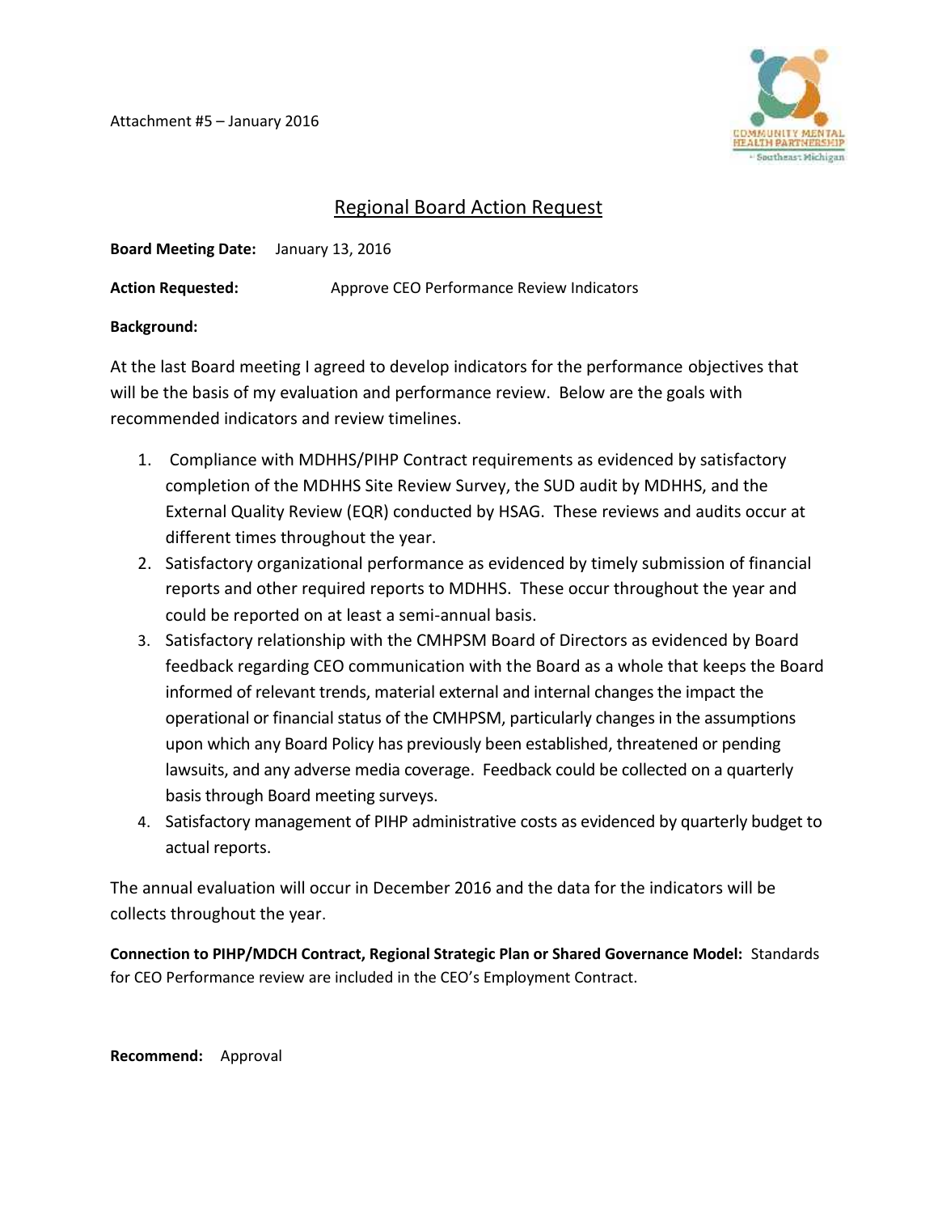Attachment #5 – January 2016

COMMUNITY MENTAL HEALTH PARTNERSHIP
• Southeast Michigan

## Regional Board Action Request

**Board Meeting Date:** January 13, 2016

**Action Requested:** Approve CEO Performance Review Indicators

**Background:**

At the last Board meeting I agreed to develop indicators for the performance objectives that will be the basis of my evaluation and performance review. Below are the goals with recommended indicators and review timelines.

1. Compliance with MDHHS/PIHP Contract requirements as evidenced by satisfactory completion of the MDHHS Site Review Survey, the SUD audit by MDHHS, and the External Quality Review (EQR) conducted by HSAG. These reviews and audits occur at different times throughout the year.
2. Satisfactory organizational performance as evidenced by timely submission of financial reports and other required reports to MDHHS. These occur throughout the year and could be reported on at least a semi-annual basis.
3. Satisfactory relationship with the CMHPSM Board of Directors as evidenced by Board feedback regarding CEO communication with the Board as a whole that keeps the Board informed of relevant trends, material external and internal changes the impact the operational or financial status of the CMHPSM, particularly changes in the assumptions upon which any Board Policy has previously been established, threatened or pending lawsuits, and any adverse media coverage. Feedback could be collected on a quarterly basis through Board meeting surveys.
4. Satisfactory management of PIHP administrative costs as evidenced by quarterly budget to actual reports.

The annual evaluation will occur in December 2016 and the data for the indicators will be collects throughout the year.

**Connection to PIHP/MDCH Contract, Regional Strategic Plan or Shared Governance Model:** Standards for CEO Performance review are included in the CEO's Employment Contract.

**Recommend:** Approval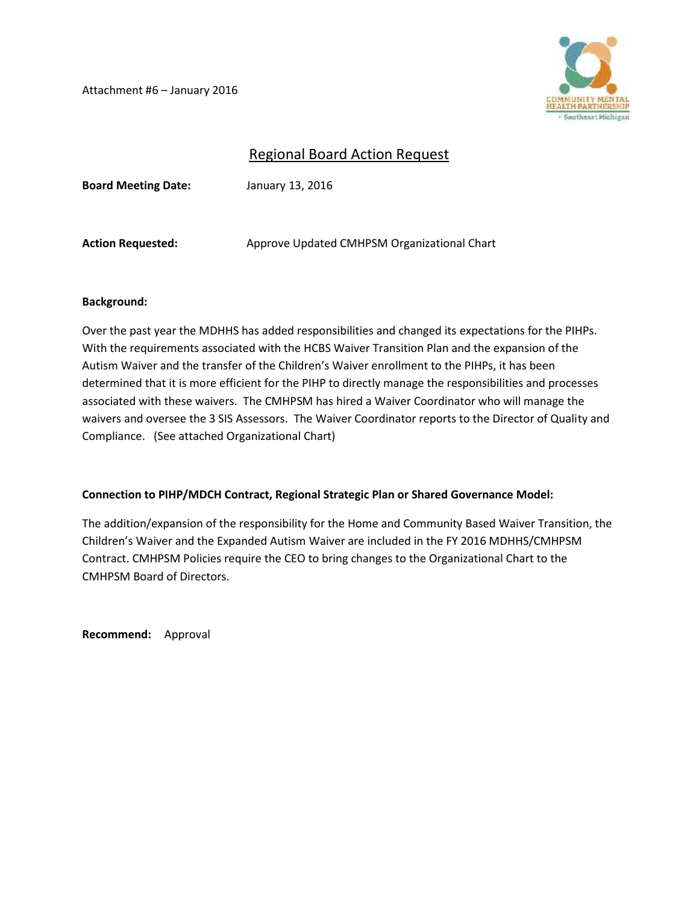Attachment #6 – January 2016

COMMUNITY MENTAL HEALTH PARTNERSHIP
• Southeast Michigan

# Regional Board Action Request

**Board Meeting Date:** January 13, 2016

**Action Requested:** Approve Updated CMHPSM Organizational Chart

**Background:**

Over the past year the MDHHS has added responsibilities and changed its expectations for the PIHPs. With the requirements associated with the HCBS Waiver Transition Plan and the expansion of the Autism Waiver and the transfer of the Children's Waiver enrollment to the PIHPs, it has been determined that it is more efficient for the PIHP to directly manage the responsibilities and processes associated with these waivers. The CMHPSM has hired a Waiver Coordinator who will manage the waivers and oversee the 3 SIS Assessors. The Waiver Coordinator reports to the Director of Quality and Compliance. (See attached Organizational Chart)

**Connection to PIHP/MDCH Contract, Regional Strategic Plan or Shared Governance Model:**

The addition/expansion of the responsibility for the Home and Community Based Waiver Transition, the Children's Waiver and the Expanded Autism Waiver are included in the FY 2016 MDHHS/CMHPSM Contract. CMHPSM Policies require the CEO to bring changes to the Organizational Chart to the CMHPSM Board of Directors.

**Recommend:** Approval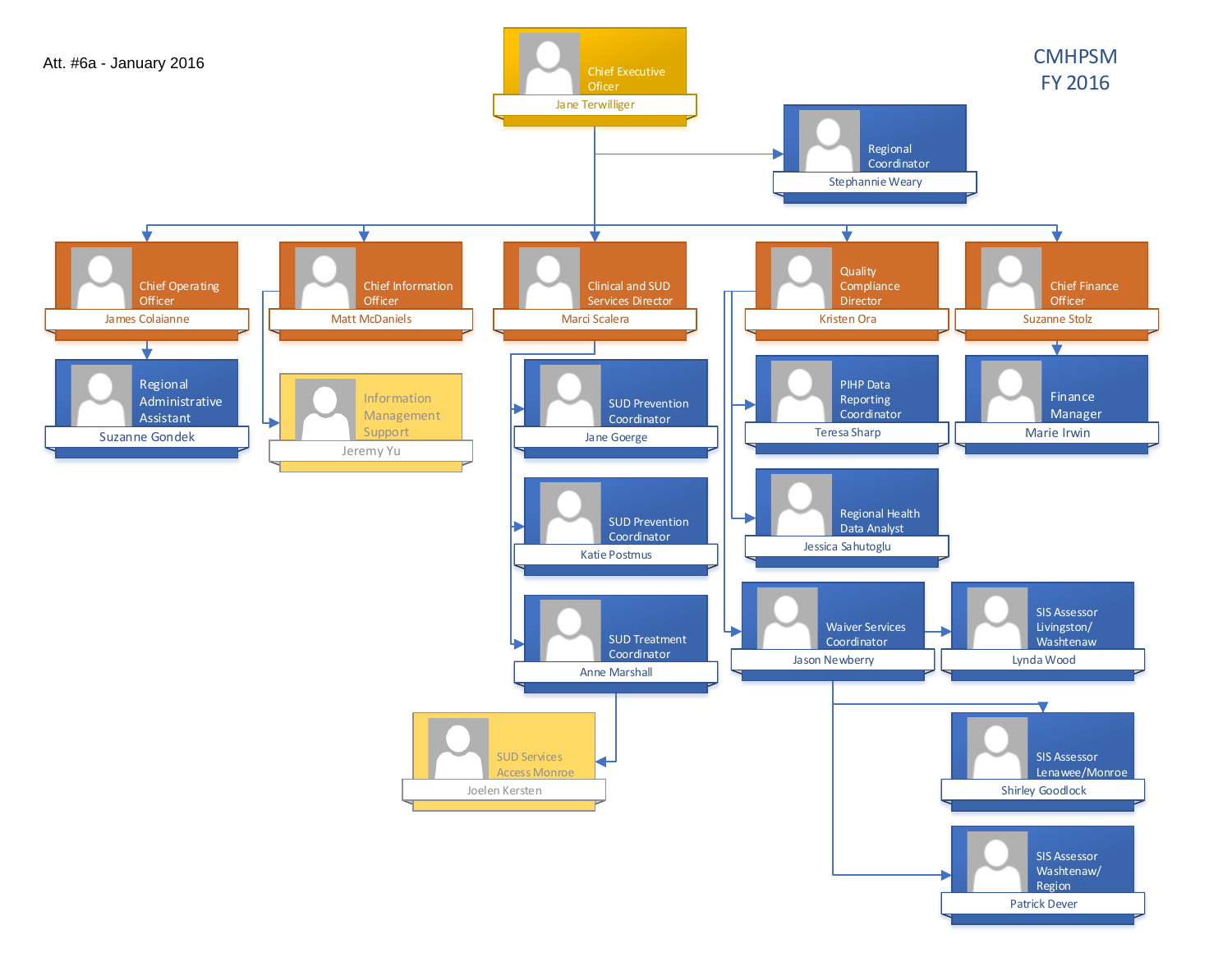Att. #6a - January 2016

# CMHPSM
# FY 2016

- **Chief Executive Officer** – Jane Terwilliger
  - **Regional Coordinator** – Stephannie Weary
  - **Chief Operating Officer** – James Colaianne
    - **Regional Administrative Assistant** – Suzanne Gondek
  - **Chief Information Officer** – Matt McDaniels
    - Information Management Support – Jeremy Yu
  - **Clinical and SUD Services Director** – Marci Scalera
    - **SUD Prevention Coordinator** – Jane Goerge
    - **SUD Prevention Coordinator** – Katie Postmus
    - **SUD Treatment Coordinator** – Anne Marshall
      - SUD Services Access Monroe – Joelen Kersten
  - **Quality Compliance Director** – Kristen Ora
    - **PIHP Data Reporting Coordinator** – Teresa Sharp
    - **Regional Health Data Analyst** – Jessica Sahutoglu
    - **Waiver Services Coordinator** – Jason Newberry
      - **SIS Assessor Livingston/ Washtenaw** – Lynda Wood
      - **SIS Assessor Lenawee/Monroe** – Shirley Goodlock
      - **SIS Assessor Washtenaw/ Region** – Patrick Dever
  - **Chief Finance Officer** – Suzanne Stolz
    - **Finance Manager** – Marie Irwin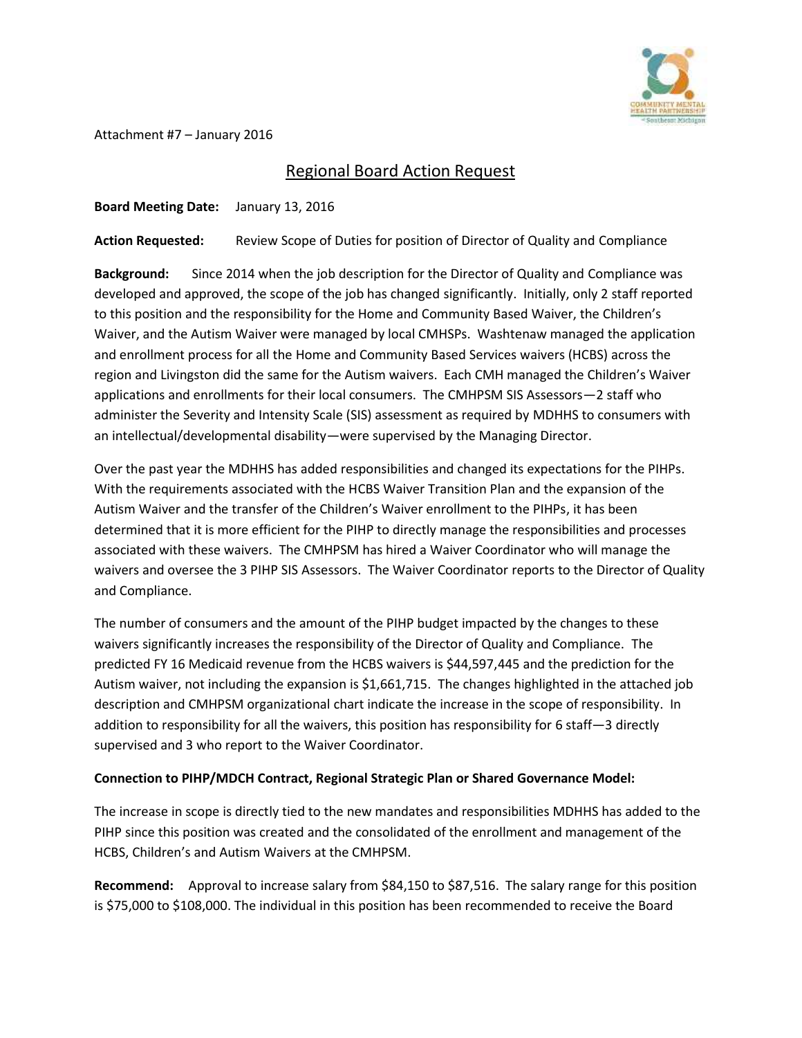Attachment #7 – January 2016

# Regional Board Action Request

**Board Meeting Date:** January 13, 2016

**Action Requested:** Review Scope of Duties for position of Director of Quality and Compliance

**Background:** Since 2014 when the job description for the Director of Quality and Compliance was developed and approved, the scope of the job has changed significantly. Initially, only 2 staff reported to this position and the responsibility for the Home and Community Based Waiver, the Children's Waiver, and the Autism Waiver were managed by local CMHSPs. Washtenaw managed the application and enrollment process for all the Home and Community Based Services waivers (HCBS) across the region and Livingston did the same for the Autism waivers. Each CMH managed the Children's Waiver applications and enrollments for their local consumers. The CMHPSM SIS Assessors—2 staff who administer the Severity and Intensity Scale (SIS) assessment as required by MDHHS to consumers with an intellectual/developmental disability—were supervised by the Managing Director.

Over the past year the MDHHS has added responsibilities and changed its expectations for the PIHPs. With the requirements associated with the HCBS Waiver Transition Plan and the expansion of the Autism Waiver and the transfer of the Children's Waiver enrollment to the PIHPs, it has been determined that it is more efficient for the PIHP to directly manage the responsibilities and processes associated with these waivers. The CMHPSM has hired a Waiver Coordinator who will manage the waivers and oversee the 3 PIHP SIS Assessors. The Waiver Coordinator reports to the Director of Quality and Compliance.

The number of consumers and the amount of the PIHP budget impacted by the changes to these waivers significantly increases the responsibility of the Director of Quality and Compliance. The predicted FY 16 Medicaid revenue from the HCBS waivers is $44,597,445 and the prediction for the Autism waiver, not including the expansion is $1,661,715. The changes highlighted in the attached job description and CMHPSM organizational chart indicate the increase in the scope of responsibility. In addition to responsibility for all the waivers, this position has responsibility for 6 staff—3 directly supervised and 3 who report to the Waiver Coordinator.

**Connection to PIHP/MDCH Contract, Regional Strategic Plan or Shared Governance Model:**

The increase in scope is directly tied to the new mandates and responsibilities MDHHS has added to the PIHP since this position was created and the consolidated of the enrollment and management of the HCBS, Children's and Autism Waivers at the CMHPSM.

**Recommend:** Approval to increase salary from $84,150 to $87,516. The salary range for this position is $75,000 to $108,000. The individual in this position has been recommended to receive the Board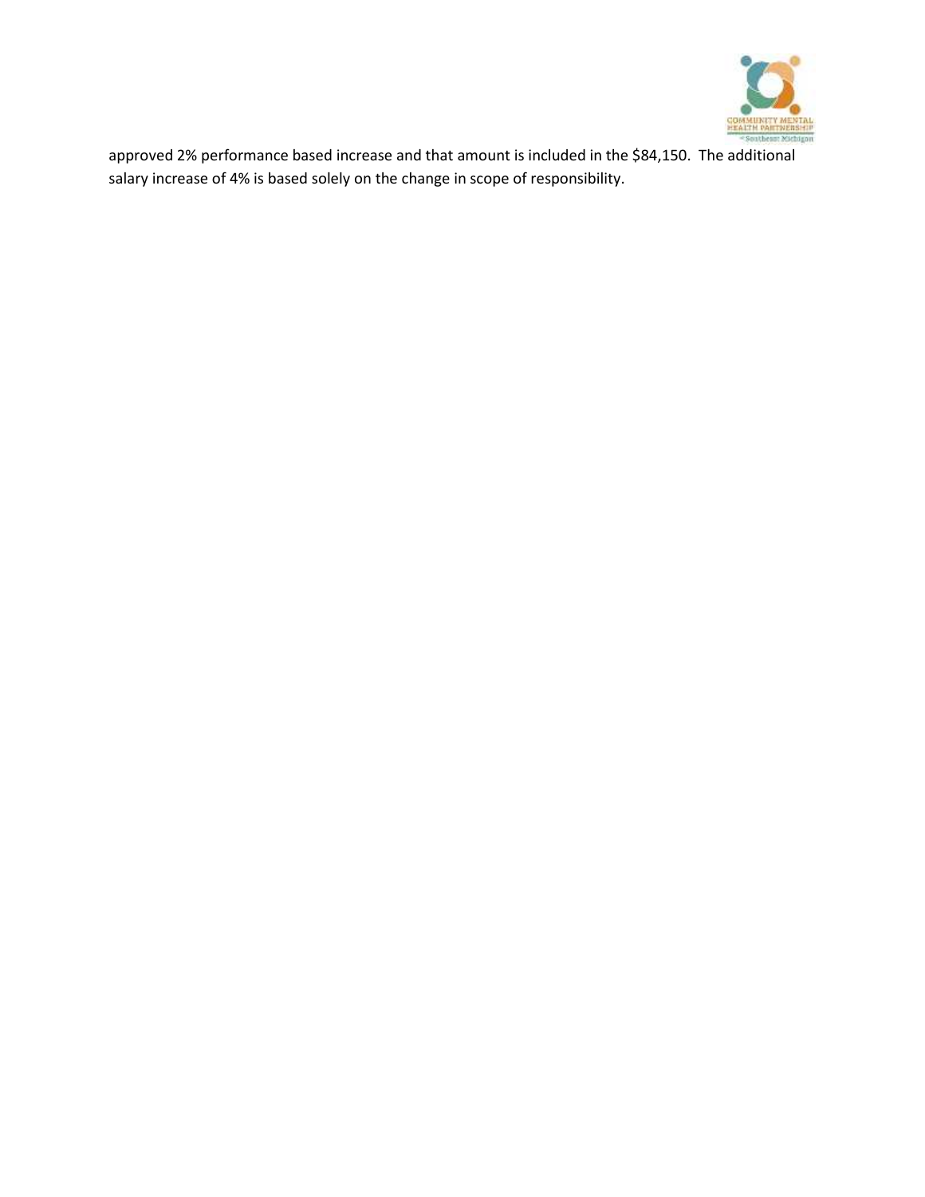approved 2% performance based increase and that amount is included in the $84,150. The additional salary increase of 4% is based solely on the change in scope of responsibility.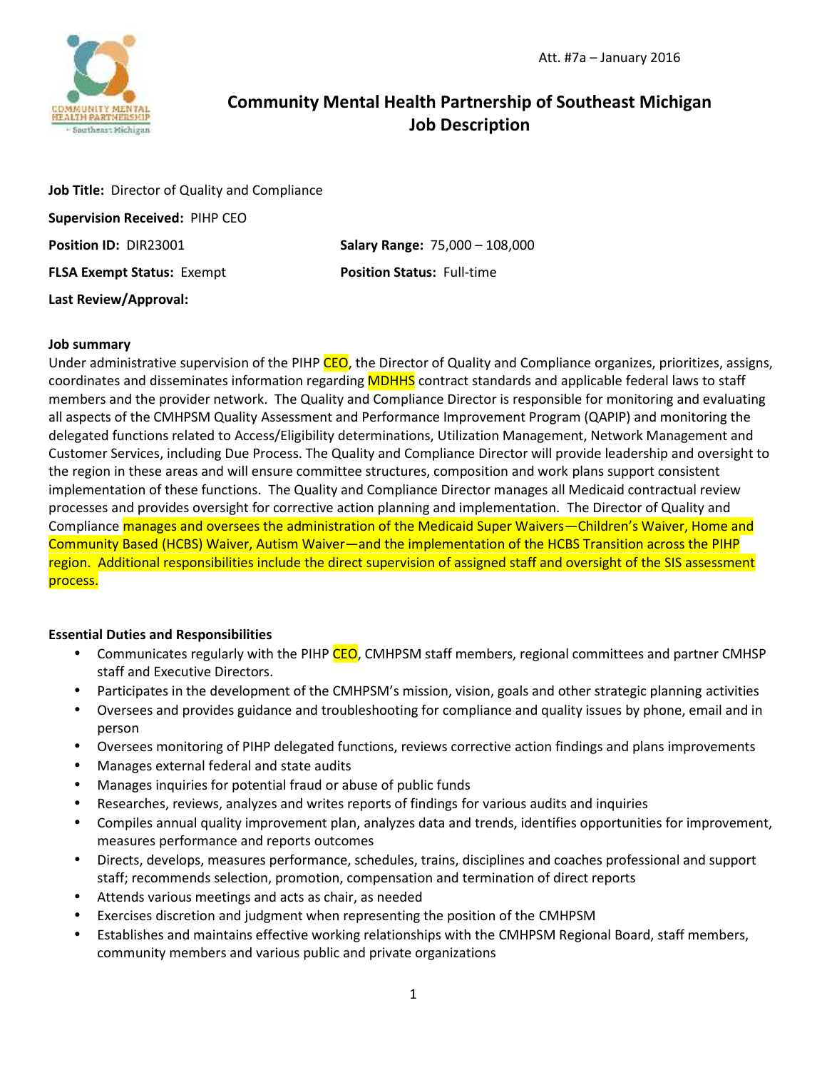Att. #7a – January 2016

# Community Mental Health Partnership of Southeast Michigan
## Job Description

**Job Title:** Director of Quality and Compliance

**Supervision Received:** PIHP CEO

**Position ID:** DIR23001 **Salary Range:** 75,000 – 108,000

**FLSA Exempt Status:** Exempt **Position Status:** Full-time

**Last Review/Approval:**

**Job summary**

Under administrative supervision of the PIHP CEO, the Director of Quality and Compliance organizes, prioritizes, assigns, coordinates and disseminates information regarding MDHHS contract standards and applicable federal laws to staff members and the provider network. The Quality and Compliance Director is responsible for monitoring and evaluating all aspects of the CMHPSM Quality Assessment and Performance Improvement Program (QAPIP) and monitoring the delegated functions related to Access/Eligibility determinations, Utilization Management, Network Management and Customer Services, including Due Process. The Quality and Compliance Director will provide leadership and oversight to the region in these areas and will ensure committee structures, composition and work plans support consistent implementation of these functions. The Quality and Compliance Director manages all Medicaid contractual review processes and provides oversight for corrective action planning and implementation. The Director of Quality and Compliance manages and oversees the administration of the Medicaid Super Waivers—Children's Waiver, Home and Community Based (HCBS) Waiver, Autism Waiver—and the implementation of the HCBS Transition across the PIHP region. Additional responsibilities include the direct supervision of assigned staff and oversight of the SIS assessment process.

**Essential Duties and Responsibilities**

- Communicates regularly with the PIHP CEO, CMHPSM staff members, regional committees and partner CMHSP staff and Executive Directors.
- Participates in the development of the CMHPSM's mission, vision, goals and other strategic planning activities
- Oversees and provides guidance and troubleshooting for compliance and quality issues by phone, email and in person
- Oversees monitoring of PIHP delegated functions, reviews corrective action findings and plans improvements
- Manages external federal and state audits
- Manages inquiries for potential fraud or abuse of public funds
- Researches, reviews, analyzes and writes reports of findings for various audits and inquiries
- Compiles annual quality improvement plan, analyzes data and trends, identifies opportunities for improvement, measures performance and reports outcomes
- Directs, develops, measures performance, schedules, trains, disciplines and coaches professional and support staff; recommends selection, promotion, compensation and termination of direct reports
- Attends various meetings and acts as chair, as needed
- Exercises discretion and judgment when representing the position of the CMHPSM
- Establishes and maintains effective working relationships with the CMHPSM Regional Board, staff members, community members and various public and private organizations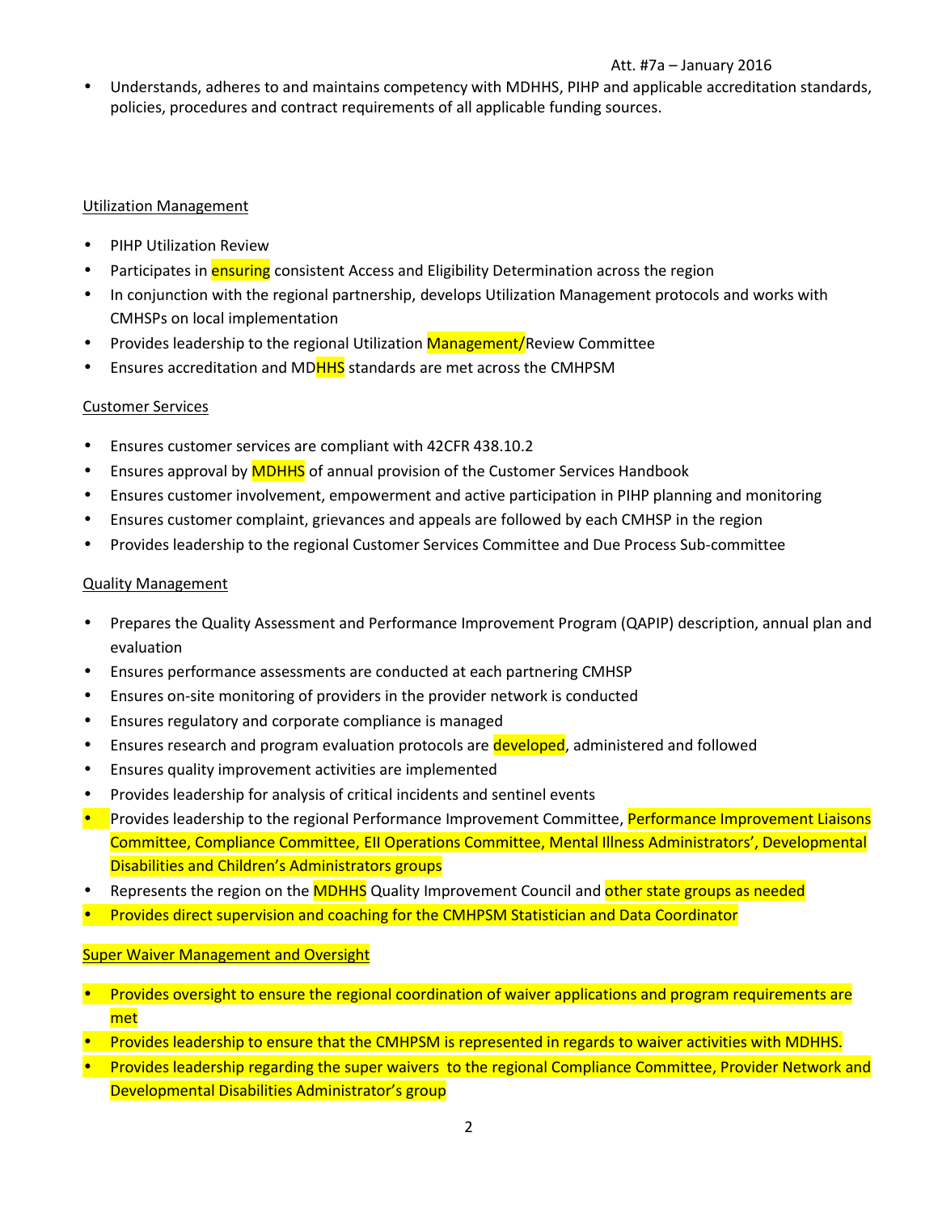- Understands, adheres to and maintains competency with MDHHS, PIHP and applicable accreditation standards, policies, procedures and contract requirements of all applicable funding sources.

Utilization Management

- PIHP Utilization Review
- Participates in ensuring consistent Access and Eligibility Determination across the region
- In conjunction with the regional partnership, develops Utilization Management protocols and works with CMHSPs on local implementation
- Provides leadership to the regional Utilization Management/Review Committee
- Ensures accreditation and MDHHS standards are met across the CMHPSM

Customer Services

- Ensures customer services are compliant with 42CFR 438.10.2
- Ensures approval by MDHHS of annual provision of the Customer Services Handbook
- Ensures customer involvement, empowerment and active participation in PIHP planning and monitoring
- Ensures customer complaint, grievances and appeals are followed by each CMHSP in the region
- Provides leadership to the regional Customer Services Committee and Due Process Sub-committee

Quality Management

- Prepares the Quality Assessment and Performance Improvement Program (QAPIP) description, annual plan and evaluation
- Ensures performance assessments are conducted at each partnering CMHSP
- Ensures on-site monitoring of providers in the provider network is conducted
- Ensures regulatory and corporate compliance is managed
- Ensures research and program evaluation protocols are developed, administered and followed
- Ensures quality improvement activities are implemented
- Provides leadership for analysis of critical incidents and sentinel events
- Provides leadership to the regional Performance Improvement Committee, Performance Improvement Liaisons Committee, Compliance Committee, EII Operations Committee, Mental Illness Administrators', Developmental Disabilities and Children's Administrators groups
- Represents the region on the MDHHS Quality Improvement Council and other state groups as needed
- Provides direct supervision and coaching for the CMHPSM Statistician and Data Coordinator

Super Waiver Management and Oversight

- Provides oversight to ensure the regional coordination of waiver applications and program requirements are met
- Provides leadership to ensure that the CMHPSM is represented in regards to waiver activities with MDHHS.
- Provides leadership regarding the super waivers to the regional Compliance Committee, Provider Network and Developmental Disabilities Administrator's group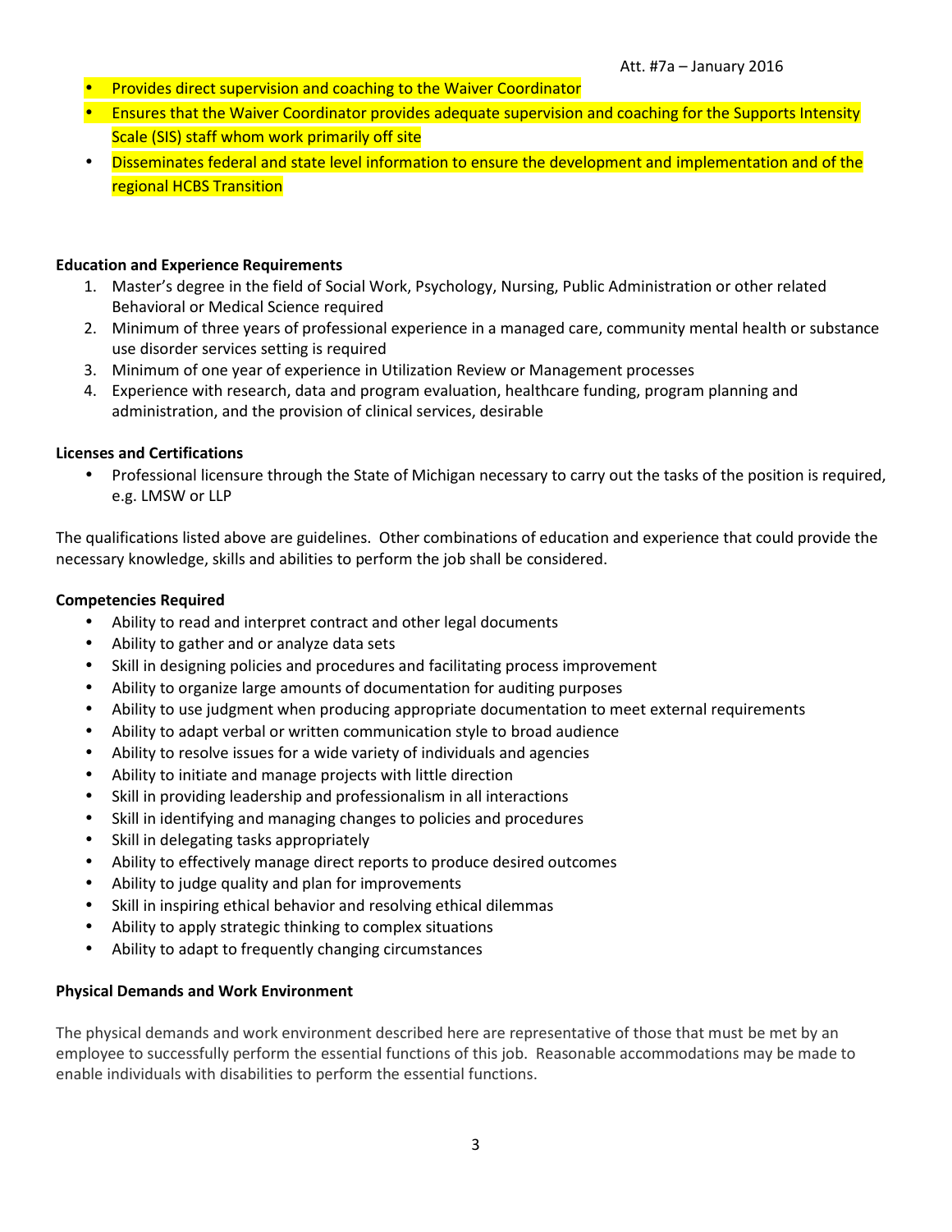- Provides direct supervision and coaching to the Waiver Coordinator
- Ensures that the Waiver Coordinator provides adequate supervision and coaching for the Supports Intensity Scale (SIS) staff whom work primarily off site
- Disseminates federal and state level information to ensure the development and implementation and of the regional HCBS Transition

**Education and Experience Requirements**

1. Master's degree in the field of Social Work, Psychology, Nursing, Public Administration or other related Behavioral or Medical Science required
2. Minimum of three years of professional experience in a managed care, community mental health or substance use disorder services setting is required
3. Minimum of one year of experience in Utilization Review or Management processes
4. Experience with research, data and program evaluation, healthcare funding, program planning and administration, and the provision of clinical services, desirable

**Licenses and Certifications**

- Professional licensure through the State of Michigan necessary to carry out the tasks of the position is required, e.g. LMSW or LLP

The qualifications listed above are guidelines. Other combinations of education and experience that could provide the necessary knowledge, skills and abilities to perform the job shall be considered.

**Competencies Required**

- Ability to read and interpret contract and other legal documents
- Ability to gather and or analyze data sets
- Skill in designing policies and procedures and facilitating process improvement
- Ability to organize large amounts of documentation for auditing purposes
- Ability to use judgment when producing appropriate documentation to meet external requirements
- Ability to adapt verbal or written communication style to broad audience
- Ability to resolve issues for a wide variety of individuals and agencies
- Ability to initiate and manage projects with little direction
- Skill in providing leadership and professionalism in all interactions
- Skill in identifying and managing changes to policies and procedures
- Skill in delegating tasks appropriately
- Ability to effectively manage direct reports to produce desired outcomes
- Ability to judge quality and plan for improvements
- Skill in inspiring ethical behavior and resolving ethical dilemmas
- Ability to apply strategic thinking to complex situations
- Ability to adapt to frequently changing circumstances

**Physical Demands and Work Environment**

The physical demands and work environment described here are representative of those that must be met by an employee to successfully perform the essential functions of this job. Reasonable accommodations may be made to enable individuals with disabilities to perform the essential functions.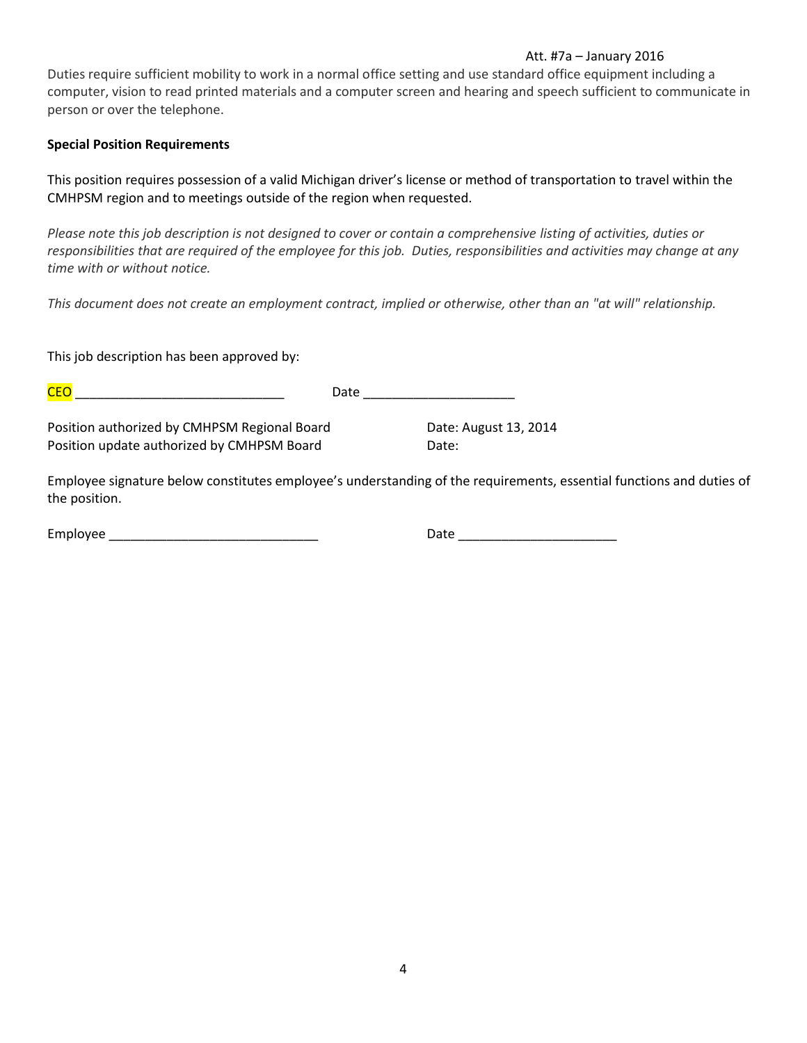Att. #7a – January 2016

Duties require sufficient mobility to work in a normal office setting and use standard office equipment including a computer, vision to read printed materials and a computer screen and hearing and speech sufficient to communicate in person or over the telephone.

**Special Position Requirements**

This position requires possession of a valid Michigan driver's license or method of transportation to travel within the CMHPSM region and to meetings outside of the region when requested.

*Please note this job description is not designed to cover or contain a comprehensive listing of activities, duties or responsibilities that are required of the employee for this job. Duties, responsibilities and activities may change at any time with or without notice.*

*This document does not create an employment contract, implied or otherwise, other than an "at will" relationship.*

This job description has been approved by:

CEO _____________________________ Date _____________________

Position authorized by CMHPSM Regional Board Date: August 13, 2014
Position update authorized by CMHPSM Board Date:

Employee signature below constitutes employee's understanding of the requirements, essential functions and duties of the position.

Employee _____________________________ Date _____________________